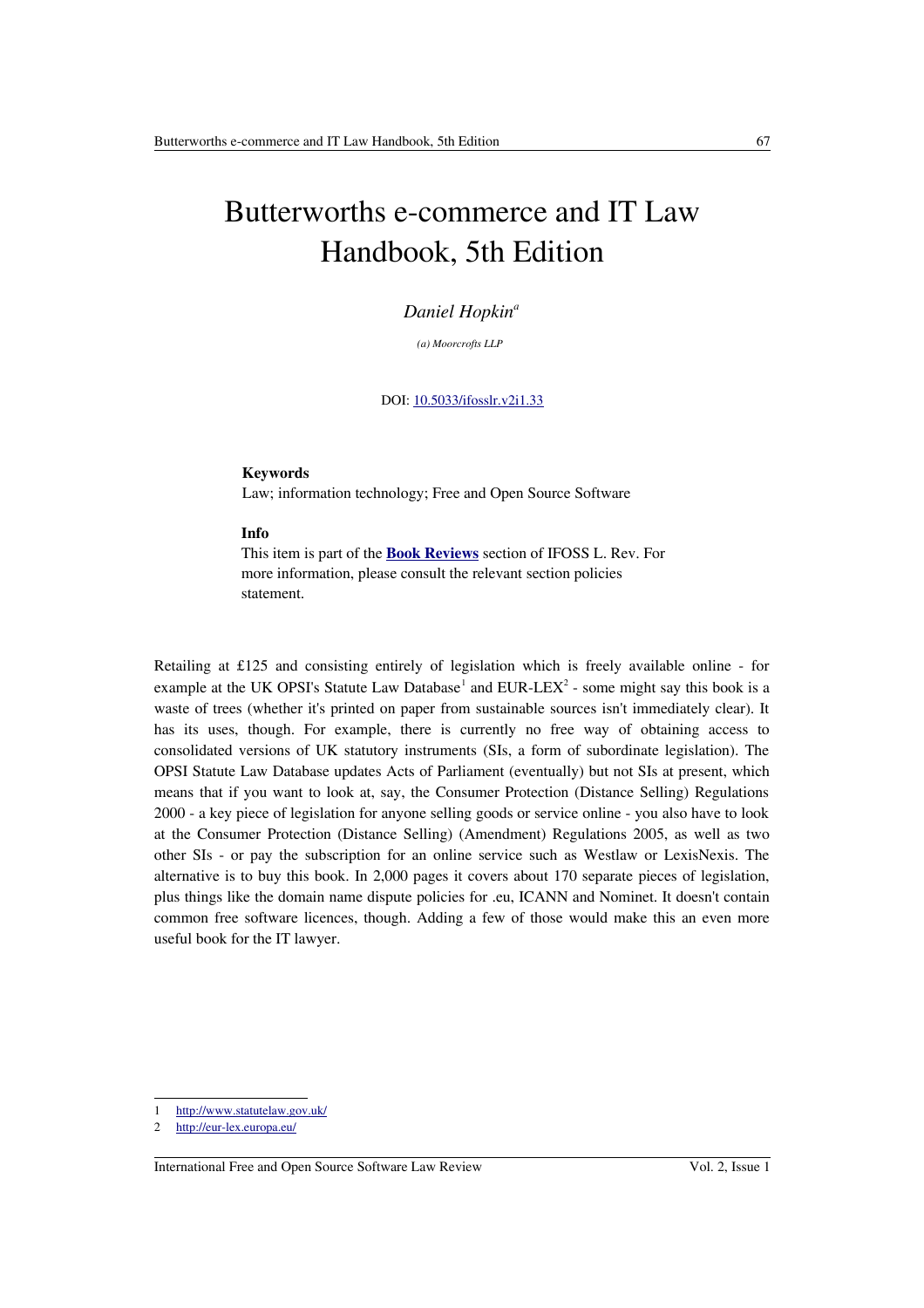# Butterworths e-commerce and IT Law Handbook, 5th Edition

*Daniel Hopkin*[a]

*(a) Moorcrofts LLP*

DOI: [10.5033/ifosslr.v2i1.33](10.5033/ifosslr.v2i1.33)

**Keywords**
Law; information technology; Free and Open Source Software

**Info**
This item is part of the **Book Reviews** section of IFOSS L. Rev. For more information, please consult the relevant section policies statement.

Retailing at £125 and consisting entirely of legislation which is freely available online - for example at the UK OPSI's Statute Law Database[1] and EUR-LEX[2] - some might say this book is a waste of trees (whether it's printed on paper from sustainable sources isn't immediately clear). It has its uses, though. For example, there is currently no free way of obtaining access to consolidated versions of UK statutory instruments (SIs, a form of subordinate legislation). The OPSI Statute Law Database updates Acts of Parliament (eventually) but not SIs at present, which means that if you want to look at, say, the Consumer Protection (Distance Selling) Regulations 2000 - a key piece of legislation for anyone selling goods or service online - you also have to look at the Consumer Protection (Distance Selling) (Amendment) Regulations 2005, as well as two other SIs - or pay the subscription for an online service such as Westlaw or LexisNexis. The alternative is to buy this book. In 2,000 pages it covers about 170 separate pieces of legislation, plus things like the domain name dispute policies for .eu, ICANN and Nominet. It doesn't contain common free software licences, though. Adding a few of those would make this an even more useful book for the IT lawyer.

1 http://www.statutelaw.gov.uk/

2 http://eur-lex.europa.eu/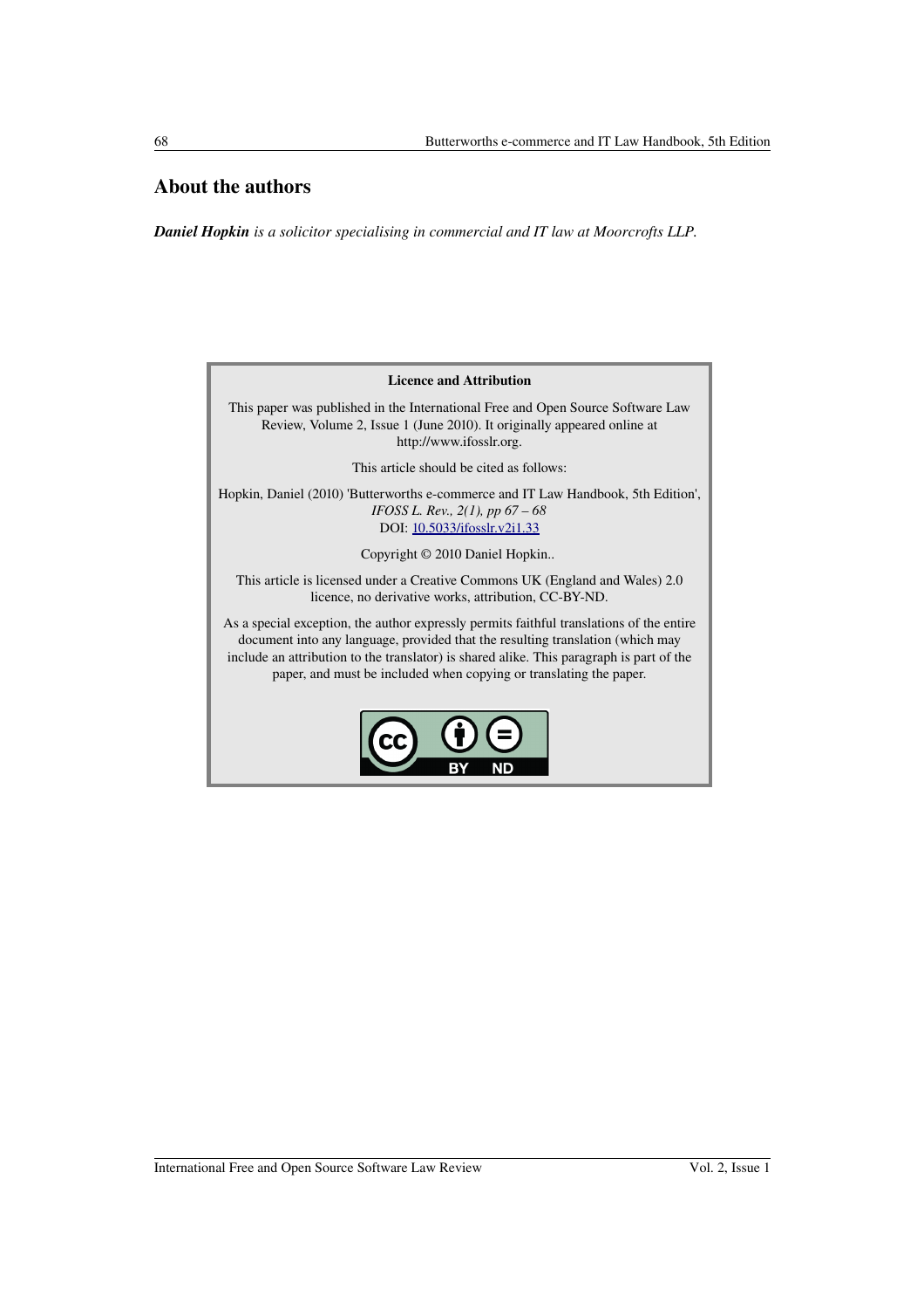## About the authors

***Daniel Hopkin*** *is a solicitor specialising in commercial and IT law at Moorcrofts LLP.*

**Licence and Attribution**

This paper was published in the International Free and Open Source Software Law Review, Volume 2, Issue 1 (June 2010). It originally appeared online at http://www.ifosslr.org.

This article should be cited as follows:

Hopkin, Daniel (2010) 'Butterworths e-commerce and IT Law Handbook, 5th Edition', *IFOSS L. Rev., 2(1), pp 67 – 68*
DOI: 10.5033/ifosslr.v2i1.33

Copyright © 2010 Daniel Hopkin..

This article is licensed under a Creative Commons UK (England and Wales) 2.0 licence, no derivative works, attribution, CC-BY-ND.

As a special exception, the author expressly permits faithful translations of the entire document into any language, provided that the resulting translation (which may include an attribution to the translator) is shared alike. This paragraph is part of the paper, and must be included when copying or translating the paper.